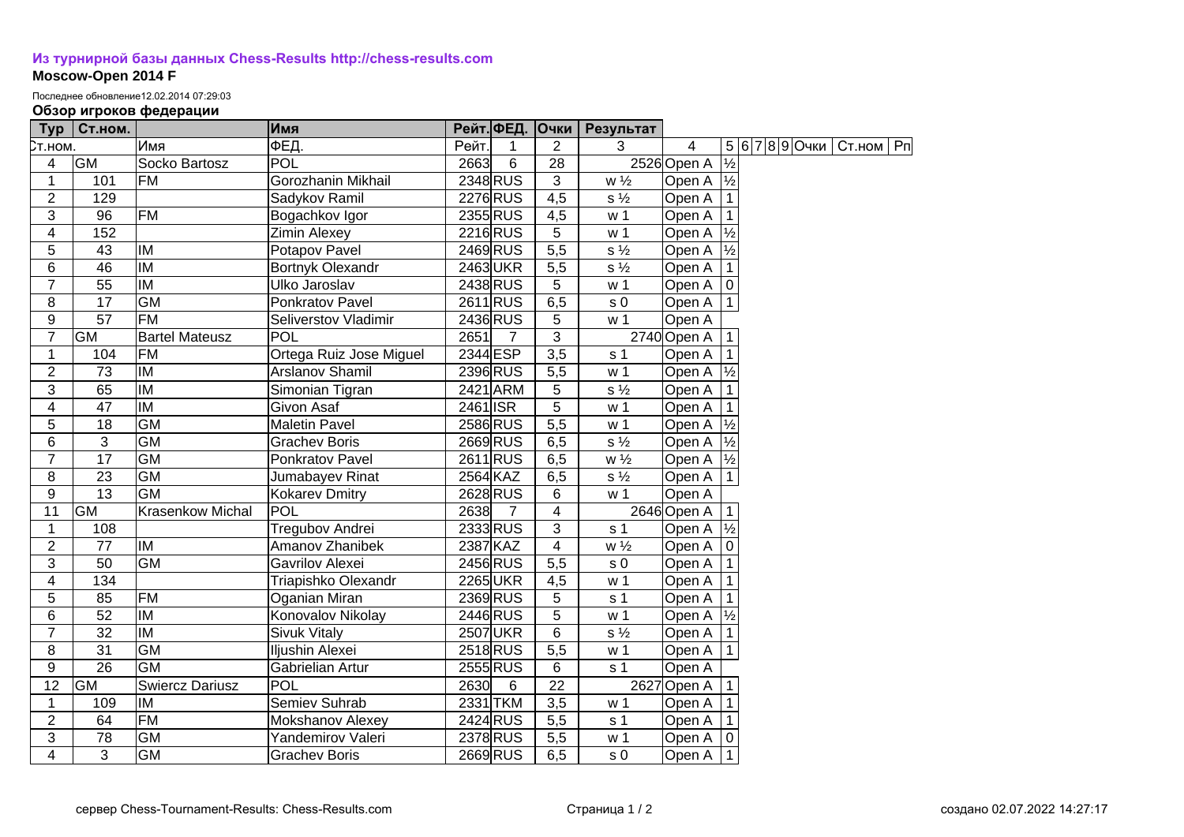**Из турнирной базы данных Chess-Results http://chess-results.com**

**Moscow-Open 2014 F**

Последнее обновление12.02.2014 07:29:03

**Обзор игроков федерации**

| Тур | Ст.ном. | | Имя | Рейт. | ФЕД. | Очки | Результат | | | | | | | | | | |
|---|---|---|---|---|---|---|---|---|---|---|---|---|---|---|---|---|---|
| Ст.ном. | | Имя | ФЕД. | Рейт. | 1 | 2 | 3 | 4 | 5 | 6 | 7 | 8 | 9 | Очки | Ст.ном | Рп | |
| 4 | GM | Socko Bartosz | POL | 2663 | 6 | 28 | 2526 | Open A | ½ | | | | | | | | |
| 1 | 101 | FM | Gorozhanin Mikhail | 2348 | RUS | 3 | w ½ | Open A | ½ | | | | | | | | |
| 2 | 129 | | Sadykov Ramil | 2276 | RUS | 4,5 | s ½ | Open A | 1 | | | | | | | | |
| 3 | 96 | FM | Bogachkov Igor | 2355 | RUS | 4,5 | w 1 | Open A | 1 | | | | | | | | |
| 4 | 152 | | Zimin Alexey | 2216 | RUS | 5 | w 1 | Open A | ½ | | | | | | | | |
| 5 | 43 | IM | Potapov Pavel | 2469 | RUS | 5,5 | s ½ | Open A | ½ | | | | | | | | |
| 6 | 46 | IM | Bortnyk Olexandr | 2463 | UKR | 5,5 | s ½ | Open A | 1 | | | | | | | | |
| 7 | 55 | IM | Ulko Jaroslav | 2438 | RUS | 5 | w 1 | Open A | 0 | | | | | | | | |
| 8 | 17 | GM | Ponkratov Pavel | 2611 | RUS | 6,5 | s 0 | Open A | 1 | | | | | | | | |
| 9 | 57 | FM | Seliverstov Vladimir | 2436 | RUS | 5 | w 1 | Open A | | | | | | | | | |
| 7 | GM | Bartel Mateusz | POL | 2651 | 7 | 3 | 2740 | Open A | 1 | | | | | | | | |
| 1 | 104 | FM | Ortega Ruiz Jose Miguel | 2344 | ESP | 3,5 | s 1 | Open A | 1 | | | | | | | | |
| 2 | 73 | IM | Arslanov Shamil | 2396 | RUS | 5,5 | w 1 | Open A | ½ | | | | | | | | |
| 3 | 65 | IM | Simonian Tigran | 2421 | ARM | 5 | s ½ | Open A | 1 | | | | | | | | |
| 4 | 47 | IM | Givon Asaf | 2461 | ISR | 5 | w 1 | Open A | 1 | | | | | | | | |
| 5 | 18 | GM | Maletin Pavel | 2586 | RUS | 5,5 | w 1 | Open A | ½ | | | | | | | | |
| 6 | 3 | GM | Grachev Boris | 2669 | RUS | 6,5 | s ½ | Open A | ½ | | | | | | | | |
| 7 | 17 | GM | Ponkratov Pavel | 2611 | RUS | 6,5 | w ½ | Open A | ½ | | | | | | | | |
| 8 | 23 | GM | Jumabayev Rinat | 2564 | KAZ | 6,5 | s ½ | Open A | 1 | | | | | | | | |
| 9 | 13 | GM | Kokarev Dmitry | 2628 | RUS | 6 | w 1 | Open A | | | | | | | | | |
| 11 | GM | Krasenkow Michal | POL | 2638 | 7 | 4 | 2646 | Open A | 1 | | | | | | | | |
| 1 | 108 | | Tregubov Andrei | 2333 | RUS | 3 | s 1 | Open A | ½ | | | | | | | | |
| 2 | 77 | IM | Amanov Zhanibek | 2387 | KAZ | 4 | w ½ | Open A | 0 | | | | | | | | |
| 3 | 50 | GM | Gavrilov Alexei | 2456 | RUS | 5,5 | s 0 | Open A | 1 | | | | | | | | |
| 4 | 134 | | Triapishko Olexandr | 2265 | UKR | 4,5 | w 1 | Open A | 1 | | | | | | | | |
| 5 | 85 | FM | Oganian Miran | 2369 | RUS | 5 | s 1 | Open A | 1 | | | | | | | | |
| 6 | 52 | IM | Konovalov Nikolay | 2446 | RUS | 5 | w 1 | Open A | ½ | | | | | | | | |
| 7 | 32 | IM | Sivuk Vitaly | 2507 | UKR | 6 | s ½ | Open A | 1 | | | | | | | | |
| 8 | 31 | GM | Iljushin Alexei | 2518 | RUS | 5,5 | w 1 | Open A | 1 | | | | | | | | |
| 9 | 26 | GM | Gabrielian Artur | 2555 | RUS | 6 | s 1 | Open A | | | | | | | | | |
| 12 | GM | Swiercz Dariusz | POL | 2630 | 6 | 22 | 2627 | Open A | 1 | | | | | | | | |
| 1 | 109 | IM | Semiev Suhrab | 2331 | TKM | 3,5 | w 1 | Open A | 1 | | | | | | | | |
| 2 | 64 | FM | Mokshanov Alexey | 2424 | RUS | 5,5 | s 1 | Open A | 1 | | | | | | | | |
| 3 | 78 | GM | Yandemirov Valeri | 2378 | RUS | 5,5 | w 1 | Open A | 0 | | | | | | | | |
| 4 | 3 | GM | Grachev Boris | 2669 | RUS | 6,5 | s 0 | Open A | 1 | | | | | | | | |

сервер Chess-Tournament-Results: Chess-Results.com

создано 02.07.2022 14:27:17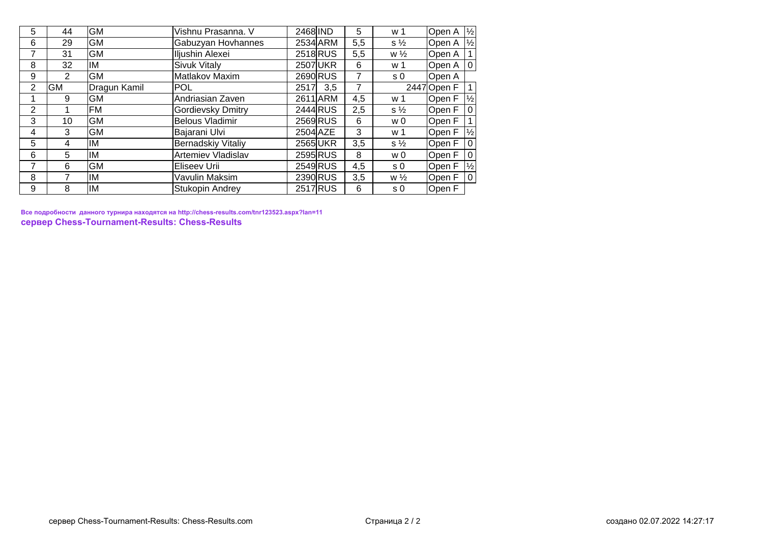| | | | | | | | | | |
|---|---|---|---|---|---|---|---|---|---|
| 5 | 44 | GM | Vishnu Prasanna. V | 2468 | IND | 5 | w 1 | Open A | ½ |
| 6 | 29 | GM | Gabuzyan Hovhannes | 2534 | ARM | 5,5 | s ½ | Open A | ½ |
| 7 | 31 | GM | Iljushin Alexei | 2518 | RUS | 5,5 | w ½ | Open A | 1 |
| 8 | 32 | IM | Sivuk Vitaly | 2507 | UKR | 6 | w 1 | Open A | 0 |
| 9 | 2 | GM | Matlakov Maxim | 2690 | RUS | 7 | s 0 | Open A | |
| 2 | GM | Dragun Kamil | POL | 2517 | 3,5 | 7 | 2447 | Open F | 1 |
| 1 | 9 | GM | Andriasian Zaven | 2611 | ARM | 4,5 | w 1 | Open F | ½ |
| 2 | 1 | FM | Gordievsky Dmitry | 2444 | RUS | 2,5 | s ½ | Open F | 0 |
| 3 | 10 | GM | Belous Vladimir | 2569 | RUS | 6 | w 0 | Open F | 1 |
| 4 | 3 | GM | Bajarani Ulvi | 2504 | AZE | 3 | w 1 | Open F | ½ |
| 5 | 4 | IM | Bernadskiy Vitaliy | 2565 | UKR | 3,5 | s ½ | Open F | 0 |
| 6 | 5 | IM | Artemiev Vladislav | 2595 | RUS | 8 | w 0 | Open F | 0 |
| 7 | 6 | GM | Eliseev Urii | 2549 | RUS | 4,5 | s 0 | Open F | ½ |
| 8 | 7 | IM | Vavulin Maksim | 2390 | RUS | 3,5 | w ½ | Open F | 0 |
| 9 | 8 | IM | Stukopin Andrey | 2517 | RUS | 6 | s 0 | Open F | |

**Все подробности данного турнира находятся на http://chess-results.com/tnr123523.aspx?lan=11**
**сервер Chess-Tournament-Results: Chess-Results**